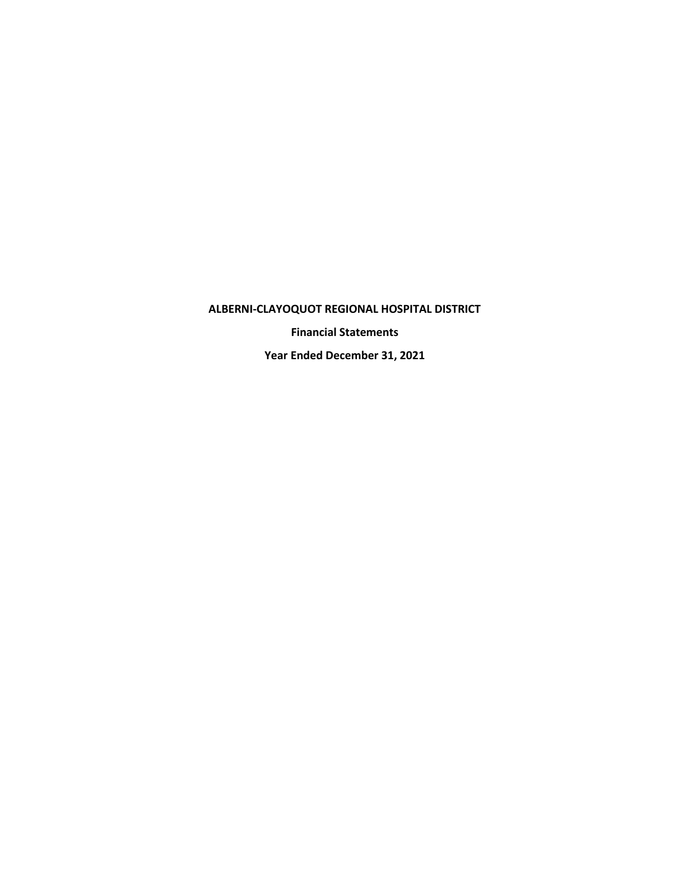**ALBERNI-CLAYOQUOT REGIONAL HOSPITAL DISTRICT**

**Financial Statements**

**Year Ended December 31, 2021**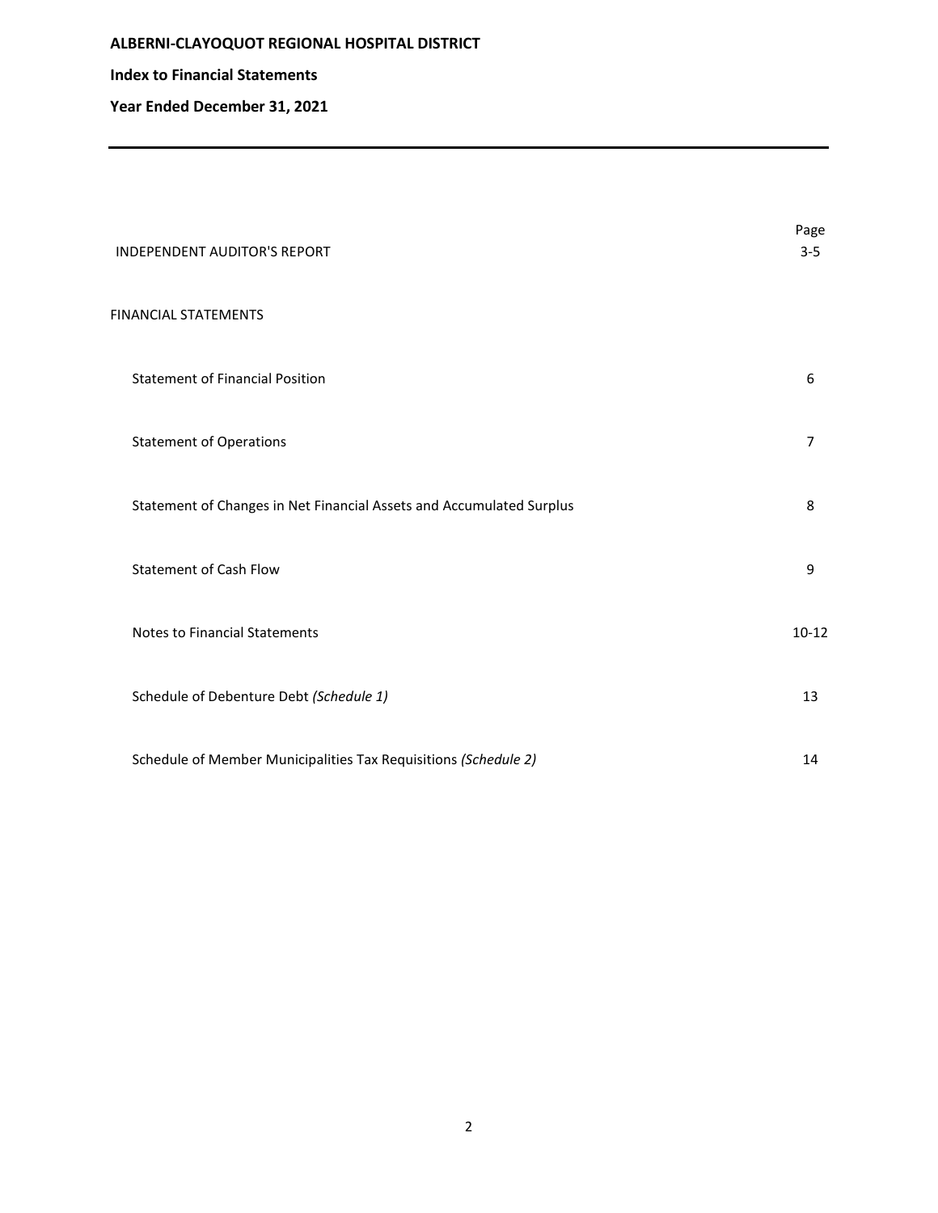**ALBERNI-CLAYOQUOT REGIONAL HOSPITAL DISTRICT**

**Index to Financial Statements**

**Year Ended December 31, 2021**

---

| | Page |
|---|---|
| INDEPENDENT AUDITOR'S REPORT | 3-5 |
| FINANCIAL STATEMENTS | |
| Statement of Financial Position | 6 |
| Statement of Operations | 7 |
| Statement of Changes in Net Financial Assets and Accumulated Surplus | 8 |
| Statement of Cash Flow | 9 |
| Notes to Financial Statements | 10-12 |
| Schedule of Debenture Debt *(Schedule 1)* | 13 |
| Schedule of Member Municipalities Tax Requisitions *(Schedule 2)* | 14 |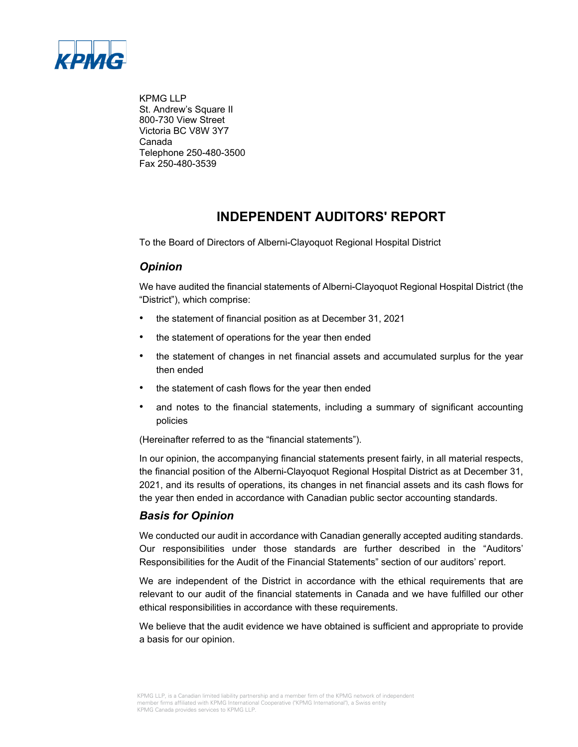KPMG LLP
St. Andrew's Square II
800-730 View Street
Victoria BC V8W 3Y7
Canada
Telephone 250-480-3500
Fax 250-480-3539

# INDEPENDENT AUDITORS' REPORT

To the Board of Directors of Alberni-Clayoquot Regional Hospital District

## *Opinion*

We have audited the financial statements of Alberni-Clayoquot Regional Hospital District (the "District"), which comprise:

- the statement of financial position as at December 31, 2021
- the statement of operations for the year then ended
- the statement of changes in net financial assets and accumulated surplus for the year then ended
- the statement of cash flows for the year then ended
- and notes to the financial statements, including a summary of significant accounting policies

(Hereinafter referred to as the "financial statements").

In our opinion, the accompanying financial statements present fairly, in all material respects, the financial position of the Alberni-Clayoquot Regional Hospital District as at December 31, 2021, and its results of operations, its changes in net financial assets and its cash flows for the year then ended in accordance with Canadian public sector accounting standards.

## *Basis for Opinion*

We conducted our audit in accordance with Canadian generally accepted auditing standards. Our responsibilities under those standards are further described in the "Auditors' Responsibilities for the Audit of the Financial Statements" section of our auditors' report.

We are independent of the District in accordance with the ethical requirements that are relevant to our audit of the financial statements in Canada and we have fulfilled our other ethical responsibilities in accordance with these requirements.

We believe that the audit evidence we have obtained is sufficient and appropriate to provide a basis for our opinion.

KPMG LLP, is a Canadian limited liability partnership and a member firm of the KPMG network of independent member firms affiliated with KPMG International Cooperative ("KPMG International"), a Swiss entity
KPMG Canada provides services to KPMG LLP.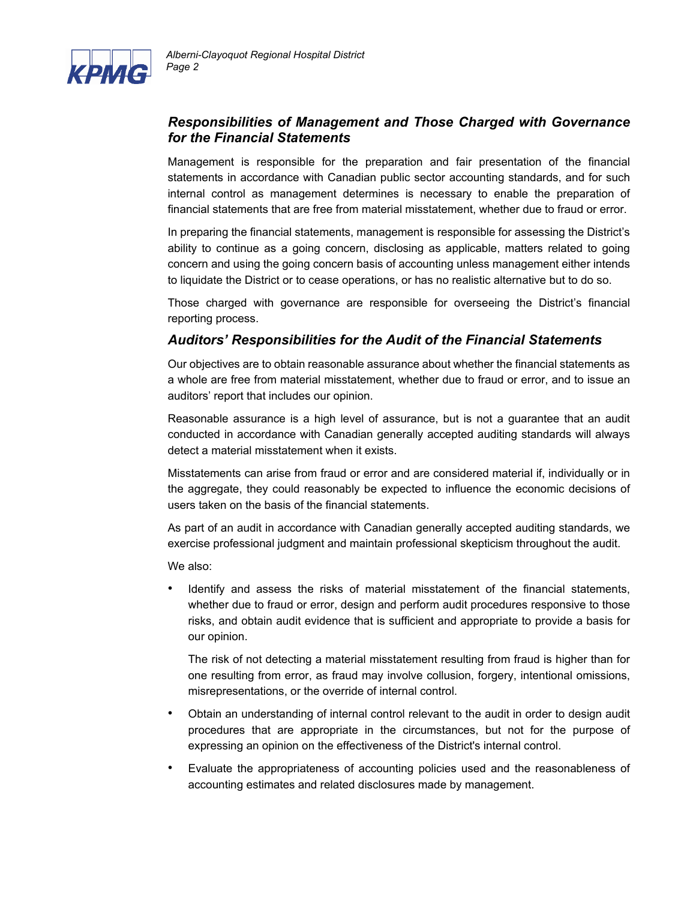## *Responsibilities of Management and Those Charged with Governance for the Financial Statements*

Management is responsible for the preparation and fair presentation of the financial statements in accordance with Canadian public sector accounting standards, and for such internal control as management determines is necessary to enable the preparation of financial statements that are free from material misstatement, whether due to fraud or error.

In preparing the financial statements, management is responsible for assessing the District's ability to continue as a going concern, disclosing as applicable, matters related to going concern and using the going concern basis of accounting unless management either intends to liquidate the District or to cease operations, or has no realistic alternative but to do so.

Those charged with governance are responsible for overseeing the District's financial reporting process.

## *Auditors' Responsibilities for the Audit of the Financial Statements*

Our objectives are to obtain reasonable assurance about whether the financial statements as a whole are free from material misstatement, whether due to fraud or error, and to issue an auditors' report that includes our opinion.

Reasonable assurance is a high level of assurance, but is not a guarantee that an audit conducted in accordance with Canadian generally accepted auditing standards will always detect a material misstatement when it exists.

Misstatements can arise from fraud or error and are considered material if, individually or in the aggregate, they could reasonably be expected to influence the economic decisions of users taken on the basis of the financial statements.

As part of an audit in accordance with Canadian generally accepted auditing standards, we exercise professional judgment and maintain professional skepticism throughout the audit.

We also:

- Identify and assess the risks of material misstatement of the financial statements, whether due to fraud or error, design and perform audit procedures responsive to those risks, and obtain audit evidence that is sufficient and appropriate to provide a basis for our opinion.

  The risk of not detecting a material misstatement resulting from fraud is higher than for one resulting from error, as fraud may involve collusion, forgery, intentional omissions, misrepresentations, or the override of internal control.

- Obtain an understanding of internal control relevant to the audit in order to design audit procedures that are appropriate in the circumstances, but not for the purpose of expressing an opinion on the effectiveness of the District's internal control.

- Evaluate the appropriateness of accounting policies used and the reasonableness of accounting estimates and related disclosures made by management.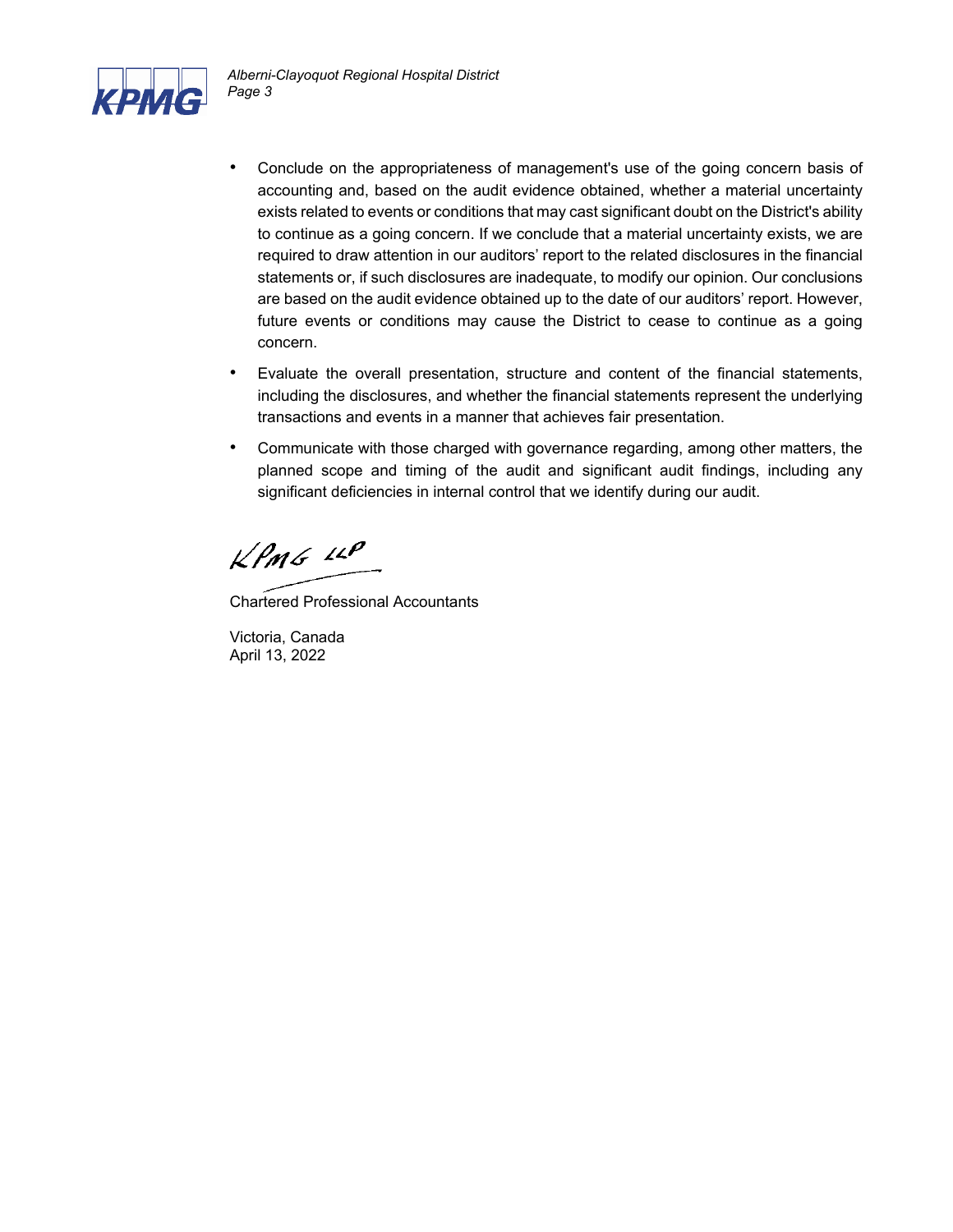- Conclude on the appropriateness of management's use of the going concern basis of accounting and, based on the audit evidence obtained, whether a material uncertainty exists related to events or conditions that may cast significant doubt on the District's ability to continue as a going concern. If we conclude that a material uncertainty exists, we are required to draw attention in our auditors' report to the related disclosures in the financial statements or, if such disclosures are inadequate, to modify our opinion. Our conclusions are based on the audit evidence obtained up to the date of our auditors' report. However, future events or conditions may cause the District to cease to continue as a going concern.
- Evaluate the overall presentation, structure and content of the financial statements, including the disclosures, and whether the financial statements represent the underlying transactions and events in a manner that achieves fair presentation.
- Communicate with those charged with governance regarding, among other matters, the planned scope and timing of the audit and significant audit findings, including any significant deficiencies in internal control that we identify during our audit.

KPMG LLP

Chartered Professional Accountants

Victoria, Canada
April 13, 2022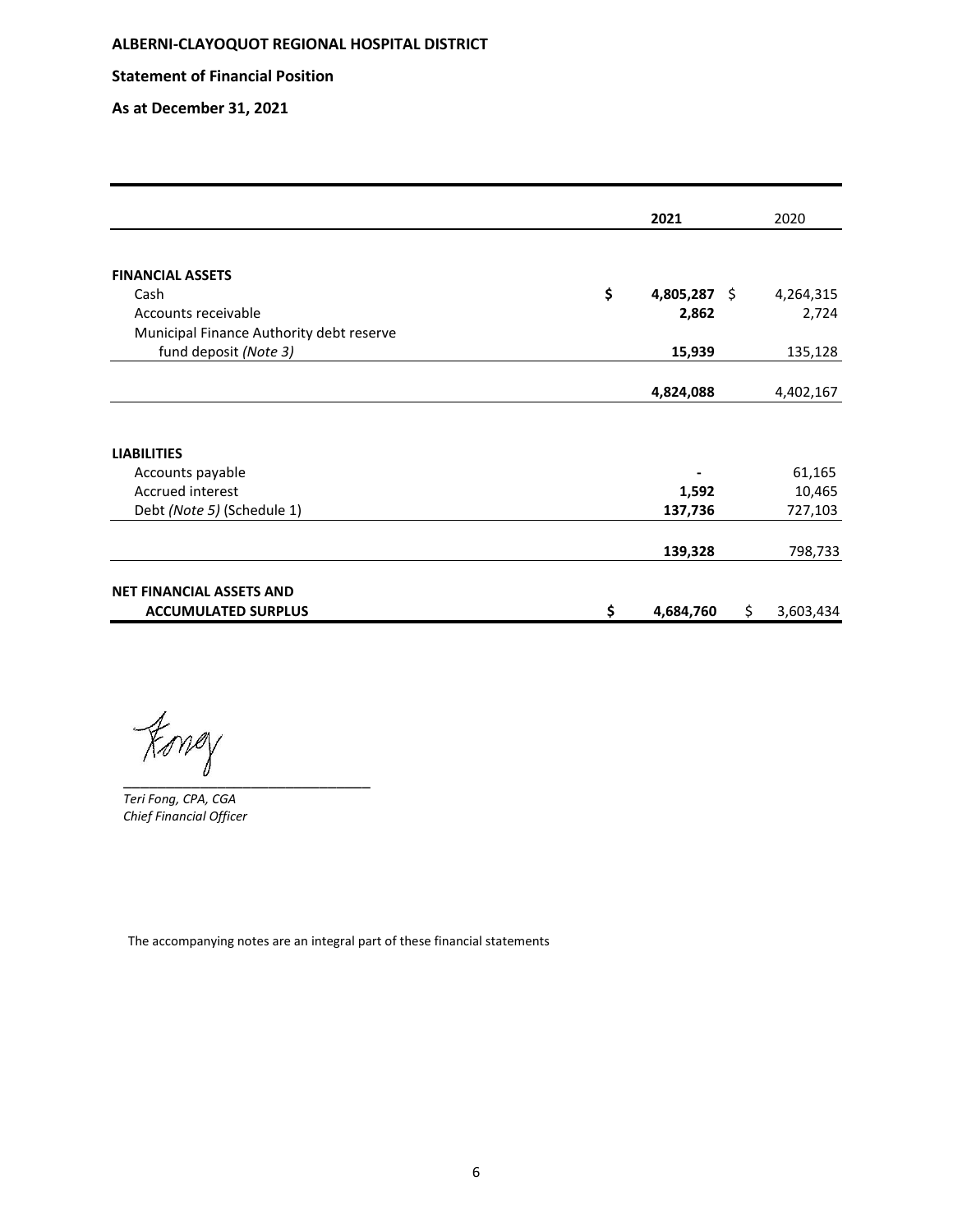**ALBERNI-CLAYOQUOT REGIONAL HOSPITAL DISTRICT**

**Statement of Financial Position**

**As at December 31, 2021**

| | **2021** | 2020 |
|---|---|---|
| **FINANCIAL ASSETS** | | |
| Cash | **$ 4,805,287** | $ 4,264,315 |
| Accounts receivable | **2,862** | 2,724 |
| Municipal Finance Authority debt reserve fund deposit *(Note 3)* | **15,939** | 135,128 |
| | **4,824,088** | 4,402,167 |
| **LIABILITIES** | | |
| Accounts payable | **-** | 61,165 |
| Accrued interest | **1,592** | 10,465 |
| Debt *(Note 5)* (Schedule 1) | **137,736** | 727,103 |
| | **139,328** | 798,733 |
| **NET FINANCIAL ASSETS AND ACCUMULATED SURPLUS** | **$ 4,684,760** | $ 3,603,434 |

*Teri Fong, CPA, CGA*
*Chief Financial Officer*

The accompanying notes are an integral part of these financial statements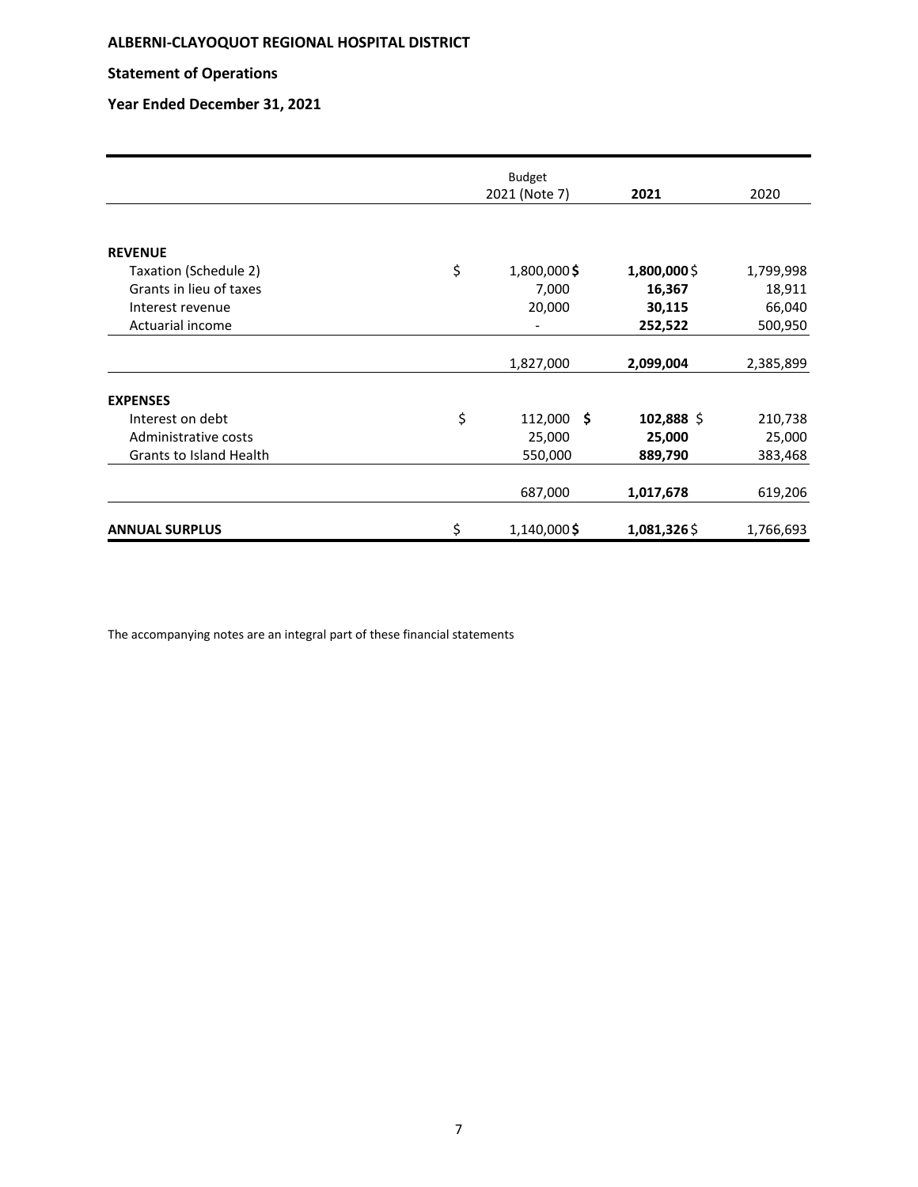# ALBERNI-CLAYOQUOT REGIONAL HOSPITAL DISTRICT

## Statement of Operations

## Year Ended December 31, 2021

| | Budget 2021 (Note 7) | **2021** | 2020 |
|---|---|---|---|
| **REVENUE** | | | |
| Taxation (Schedule 2) | $ 1,800,000 | **$ 1,800,000** | $ 1,799,998 |
| Grants in lieu of taxes | 7,000 | **16,367** | 18,911 |
| Interest revenue | 20,000 | **30,115** | 66,040 |
| Actuarial income | - | **252,522** | 500,950 |
| | 1,827,000 | **2,099,004** | 2,385,899 |
| **EXPENSES** | | | |
| Interest on debt | $ 112,000 | **$ 102,888** | $ 210,738 |
| Administrative costs | 25,000 | **25,000** | 25,000 |
| Grants to Island Health | 550,000 | **889,790** | 383,468 |
| | 687,000 | **1,017,678** | 619,206 |
| **ANNUAL SURPLUS** | $ 1,140,000 | **$ 1,081,326** | $ 1,766,693 |

The accompanying notes are an integral part of these financial statements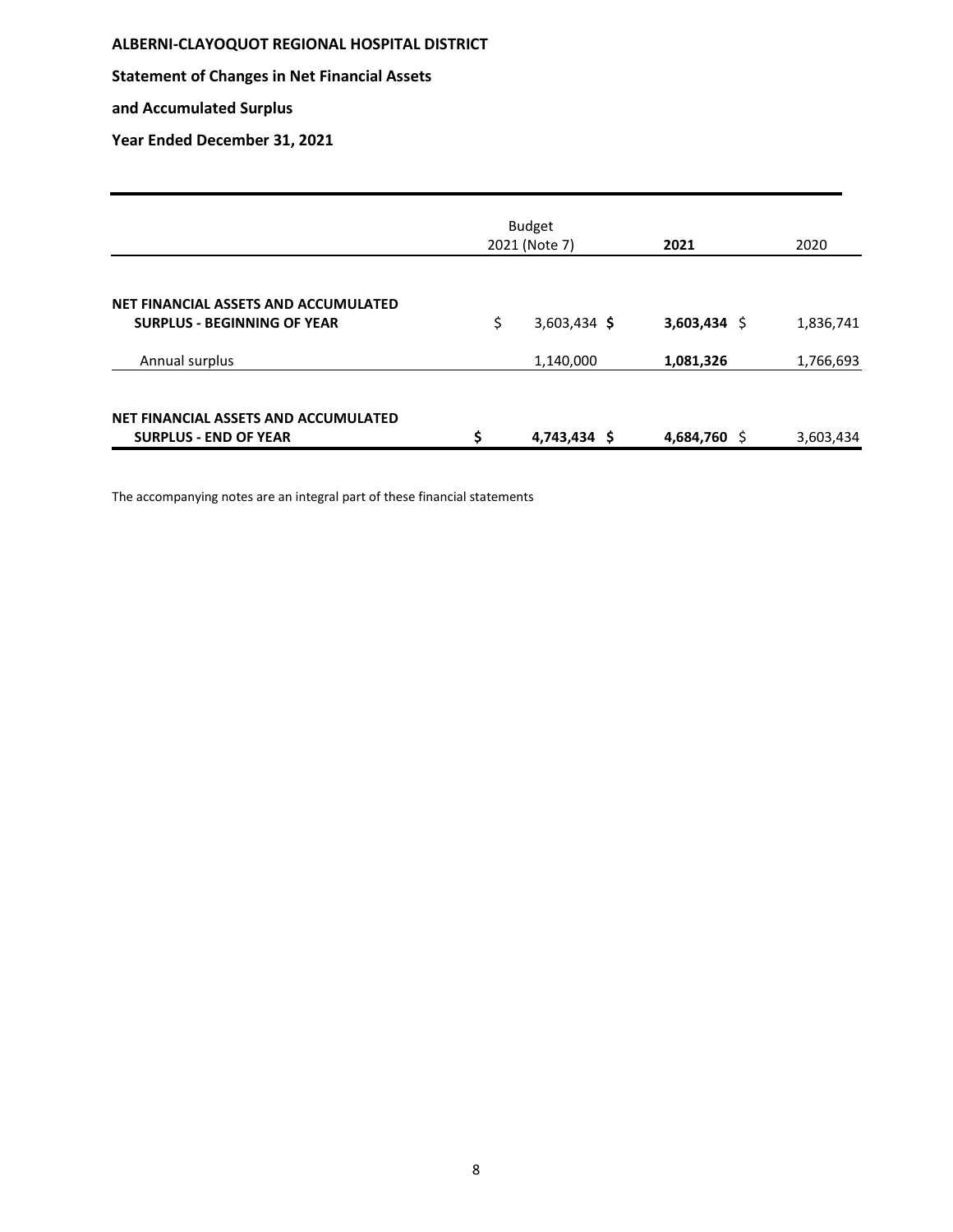**ALBERNI-CLAYOQUOT REGIONAL HOSPITAL DISTRICT**

**Statement of Changes in Net Financial Assets**

**and Accumulated Surplus**

**Year Ended December 31, 2021**

| | Budget 2021 (Note 7) | **2021** | 2020 |
|---|---|---|---|
| **NET FINANCIAL ASSETS AND ACCUMULATED SURPLUS - BEGINNING OF YEAR** | $ 3,603,434 | **$ 3,603,434** | $ 1,836,741 |
| Annual surplus | 1,140,000 | **1,081,326** | 1,766,693 |
| **NET FINANCIAL ASSETS AND ACCUMULATED SURPLUS - END OF YEAR** | **$ 4,743,434** | **$ 4,684,760** | $ 3,603,434 |

The accompanying notes are an integral part of these financial statements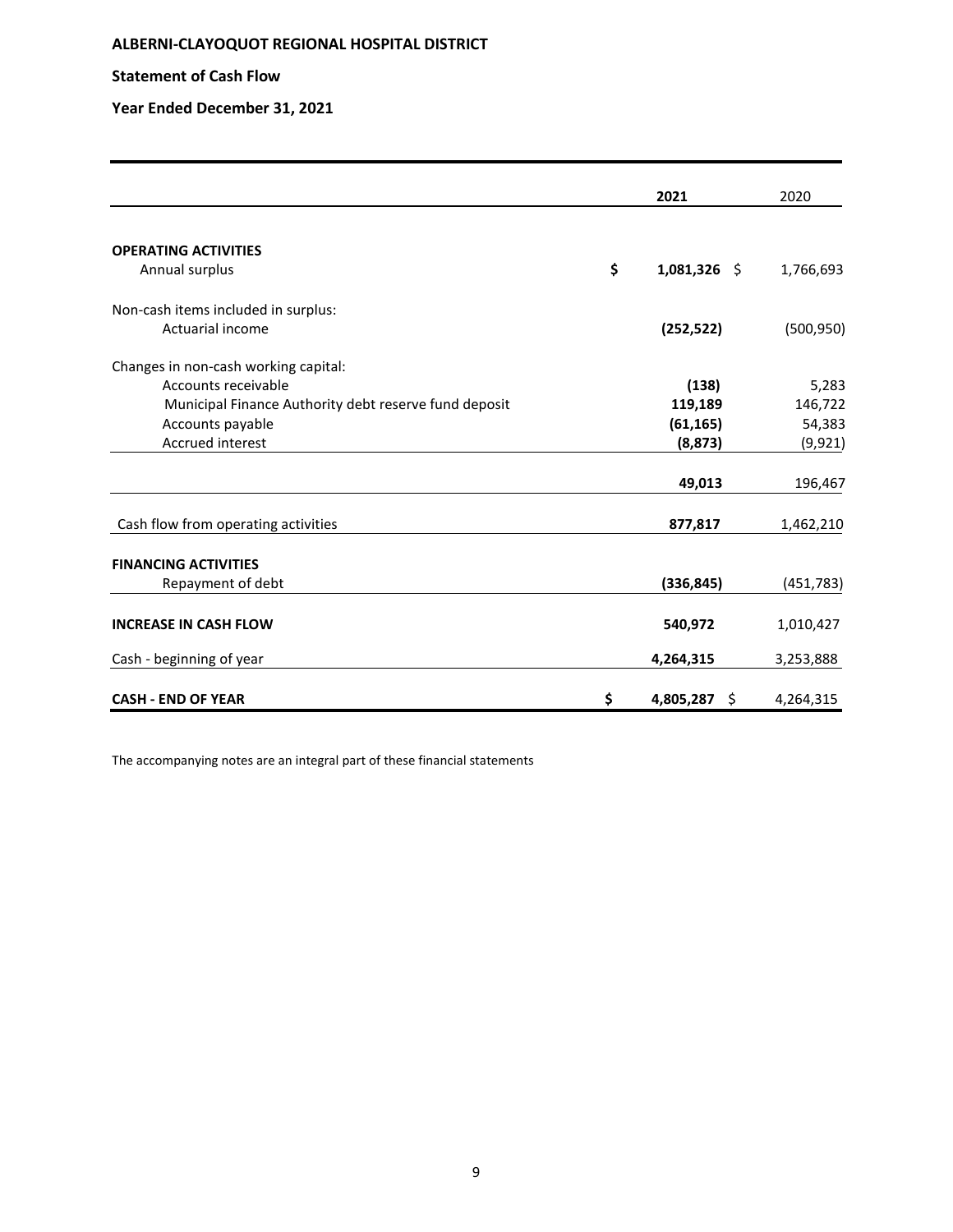**ALBERNI-CLAYOQUOT REGIONAL HOSPITAL DISTRICT**

**Statement of Cash Flow**

**Year Ended December 31, 2021**

| | 2021 | 2020 |
|---|---|---|
| **OPERATING ACTIVITIES** | | |
| Annual surplus | $ **1,081,326** | $ 1,766,693 |
| Non-cash items included in surplus: | | |
| Actuarial income | **(252,522)** | (500,950) |
| Changes in non-cash working capital: | | |
| Accounts receivable | **(138)** | 5,283 |
| Municipal Finance Authority debt reserve fund deposit | **119,189** | 146,722 |
| Accounts payable | **(61,165)** | 54,383 |
| Accrued interest | **(8,873)** | (9,921) |
| | **49,013** | 196,467 |
| Cash flow from operating activities | **877,817** | 1,462,210 |
| **FINANCING ACTIVITIES** | | |
| Repayment of debt | **(336,845)** | (451,783) |
| **INCREASE IN CASH FLOW** | **540,972** | 1,010,427 |
| Cash - beginning of year | **4,264,315** | 3,253,888 |
| **CASH - END OF YEAR** | $ **4,805,287** | $ 4,264,315 |

The accompanying notes are an integral part of these financial statements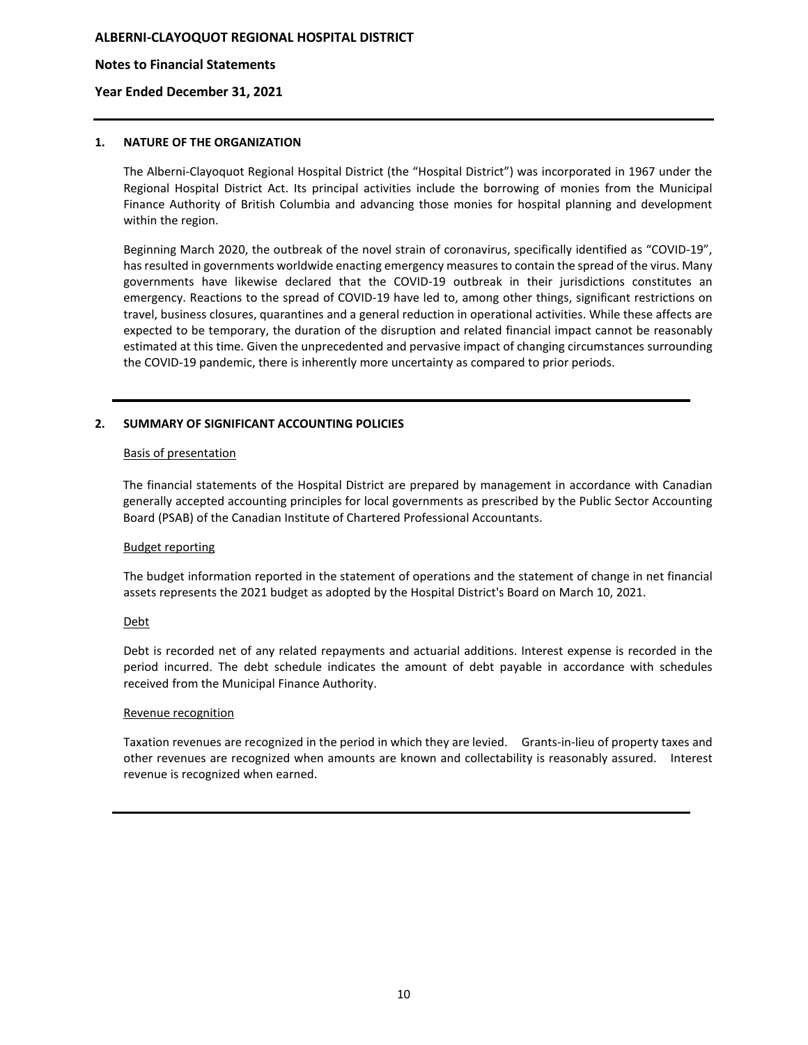# ALBERNI-CLAYOQUOT REGIONAL HOSPITAL DISTRICT

## Notes to Financial Statements

## Year Ended December 31, 2021

### 1. NATURE OF THE ORGANIZATION

The Alberni-Clayoquot Regional Hospital District (the "Hospital District") was incorporated in 1967 under the Regional Hospital District Act. Its principal activities include the borrowing of monies from the Municipal Finance Authority of British Columbia and advancing those monies for hospital planning and development within the region.

Beginning March 2020, the outbreak of the novel strain of coronavirus, specifically identified as "COVID-19", has resulted in governments worldwide enacting emergency measures to contain the spread of the virus. Many governments have likewise declared that the COVID-19 outbreak in their jurisdictions constitutes an emergency. Reactions to the spread of COVID-19 have led to, among other things, significant restrictions on travel, business closures, quarantines and a general reduction in operational activities. While these affects are expected to be temporary, the duration of the disruption and related financial impact cannot be reasonably estimated at this time. Given the unprecedented and pervasive impact of changing circumstances surrounding the COVID-19 pandemic, there is inherently more uncertainty as compared to prior periods.

### 2. SUMMARY OF SIGNIFICANT ACCOUNTING POLICIES

Basis of presentation

The financial statements of the Hospital District are prepared by management in accordance with Canadian generally accepted accounting principles for local governments as prescribed by the Public Sector Accounting Board (PSAB) of the Canadian Institute of Chartered Professional Accountants.

Budget reporting

The budget information reported in the statement of operations and the statement of change in net financial assets represents the 2021 budget as adopted by the Hospital District's Board on March 10, 2021.

Debt

Debt is recorded net of any related repayments and actuarial additions. Interest expense is recorded in the period incurred. The debt schedule indicates the amount of debt payable in accordance with schedules received from the Municipal Finance Authority.

Revenue recognition

Taxation revenues are recognized in the period in which they are levied. Grants-in-lieu of property taxes and other revenues are recognized when amounts are known and collectability is reasonably assured. Interest revenue is recognized when earned.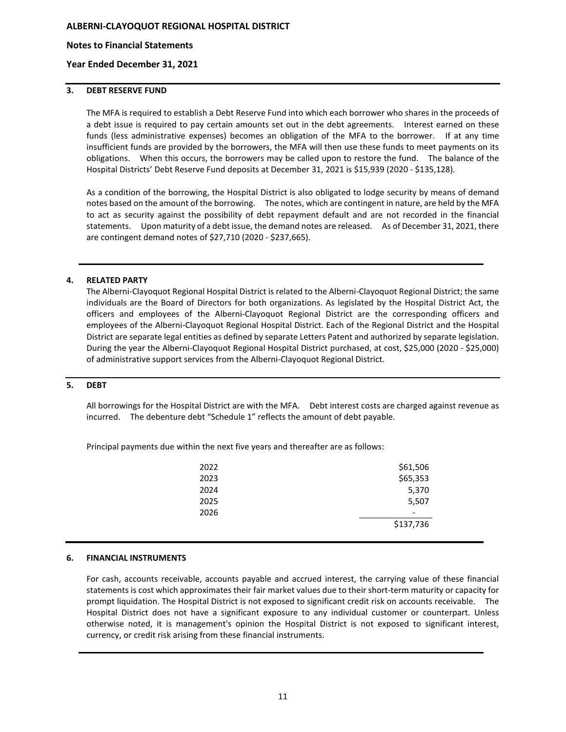**ALBERNI-CLAYOQUOT REGIONAL HOSPITAL DISTRICT**

**Notes to Financial Statements**

**Year Ended December 31, 2021**

## 3. DEBT RESERVE FUND

The MFA is required to establish a Debt Reserve Fund into which each borrower who shares in the proceeds of a debt issue is required to pay certain amounts set out in the debt agreements. Interest earned on these funds (less administrative expenses) becomes an obligation of the MFA to the borrower. If at any time insufficient funds are provided by the borrowers, the MFA will then use these funds to meet payments on its obligations. When this occurs, the borrowers may be called upon to restore the fund. The balance of the Hospital Districts' Debt Reserve Fund deposits at December 31, 2021 is $15,939 (2020 - $135,128).

As a condition of the borrowing, the Hospital District is also obligated to lodge security by means of demand notes based on the amount of the borrowing. The notes, which are contingent in nature, are held by the MFA to act as security against the possibility of debt repayment default and are not recorded in the financial statements. Upon maturity of a debt issue, the demand notes are released. As of December 31, 2021, there are contingent demand notes of $27,710 (2020 - $237,665).

## 4. RELATED PARTY

The Alberni-Clayoquot Regional Hospital District is related to the Alberni-Clayoquot Regional District; the same individuals are the Board of Directors for both organizations. As legislated by the Hospital District Act, the officers and employees of the Alberni-Clayoquot Regional District are the corresponding officers and employees of the Alberni-Clayoquot Regional Hospital District. Each of the Regional District and the Hospital District are separate legal entities as defined by separate Letters Patent and authorized by separate legislation. During the year the Alberni-Clayoquot Regional Hospital District purchased, at cost, $25,000 (2020 - $25,000) of administrative support services from the Alberni-Clayoquot Regional District.

## 5. DEBT

All borrowings for the Hospital District are with the MFA. Debt interest costs are charged against revenue as incurred. The debenture debt "Schedule 1" reflects the amount of debt payable.

Principal payments due within the next five years and thereafter are as follows:

| Year | Amount |
|---|---|
| 2022 | $61,506 |
| 2023 | $65,353 |
| 2024 | 5,370 |
| 2025 | 5,507 |
| 2026 | - |
| | $137,736 |

## 6. FINANCIAL INSTRUMENTS

For cash, accounts receivable, accounts payable and accrued interest, the carrying value of these financial statements is cost which approximates their fair market values due to their short-term maturity or capacity for prompt liquidation. The Hospital District is not exposed to significant credit risk on accounts receivable. The Hospital District does not have a significant exposure to any individual customer or counterpart. Unless otherwise noted, it is management's opinion the Hospital District is not exposed to significant interest, currency, or credit risk arising from these financial instruments.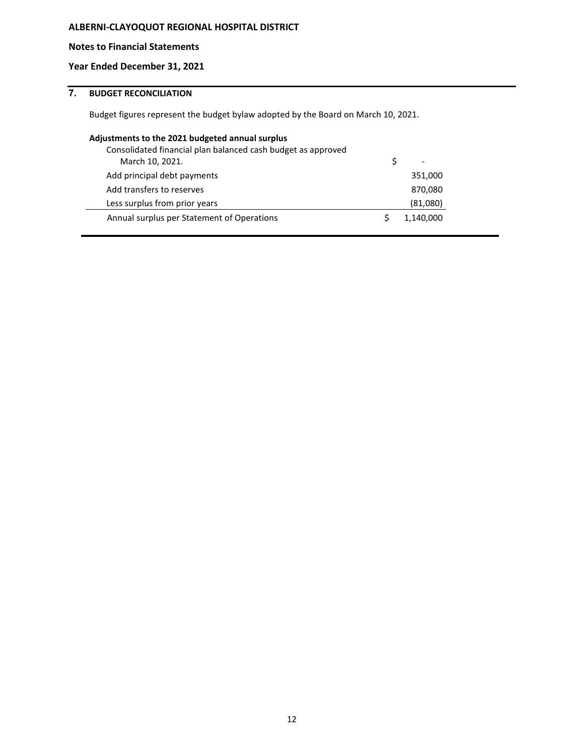ALBERNI-CLAYOQUOT REGIONAL HOSPITAL DISTRICT

Notes to Financial Statements

Year Ended December 31, 2021

## 7. BUDGET RECONCILIATION

Budget figures represent the budget bylaw adopted by the Board on March 10, 2021.

**Adjustments to the 2021 budgeted annual surplus**

| | |
|---|---|
| Consolidated financial plan balanced cash budget as approved March 10, 2021. | $ - |
| Add principal debt payments | 351,000 |
| Add transfers to reserves | 870,080 |
| Less surplus from prior years | (81,080) |
| Annual surplus per Statement of Operations | $ 1,140,000 |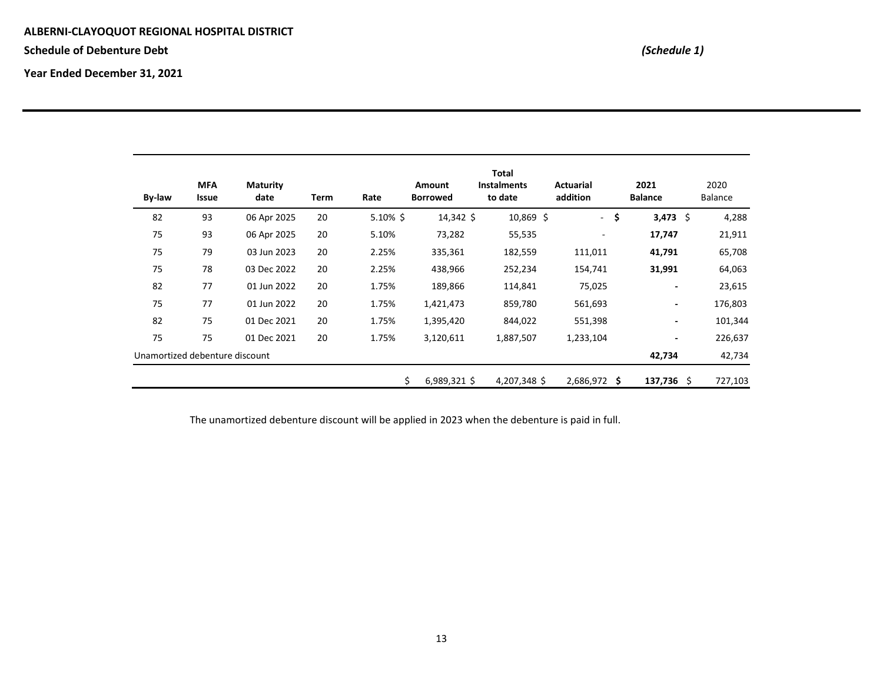**ALBERNI-CLAYOQUOT REGIONAL HOSPITAL DISTRICT**

**Schedule of Debenture Debt** *(Schedule 1)*

**Year Ended December 31, 2021**

| By-law | MFA Issue | Maturity date | Term | Rate | Amount Borrowed | Total Instalments to date | Actuarial addition | 2021 Balance | 2020 Balance |
|---|---|---|---|---|---|---|---|---|---|
| 82 | 93 | 06 Apr 2025 | 20 | 5.10% | $ 14,342 | $ 10,869 | $ - | **$ 3,473** | $ 4,288 |
| 75 | 93 | 06 Apr 2025 | 20 | 5.10% | 73,282 | 55,535 | - | **17,747** | 21,911 |
| 75 | 79 | 03 Jun 2023 | 20 | 2.25% | 335,361 | 182,559 | 111,011 | **41,791** | 65,708 |
| 75 | 78 | 03 Dec 2022 | 20 | 2.25% | 438,966 | 252,234 | 154,741 | **31,991** | 64,063 |
| 82 | 77 | 01 Jun 2022 | 20 | 1.75% | 189,866 | 114,841 | 75,025 | **-** | 23,615 |
| 75 | 77 | 01 Jun 2022 | 20 | 1.75% | 1,421,473 | 859,780 | 561,693 | **-** | 176,803 |
| 82 | 75 | 01 Dec 2021 | 20 | 1.75% | 1,395,420 | 844,022 | 551,398 | **-** | 101,344 |
| 75 | 75 | 01 Dec 2021 | 20 | 1.75% | 3,120,611 | 1,887,507 | 1,233,104 | **-** | 226,637 |
| Unamortized debenture discount | | | | | | | | **42,734** | 42,734 |
| | | | | | $ 6,989,321 | $ 4,207,348 | $ 2,686,972 | **$ 137,736** | $ 727,103 |

The unamortized debenture discount will be applied in 2023 when the debenture is paid in full.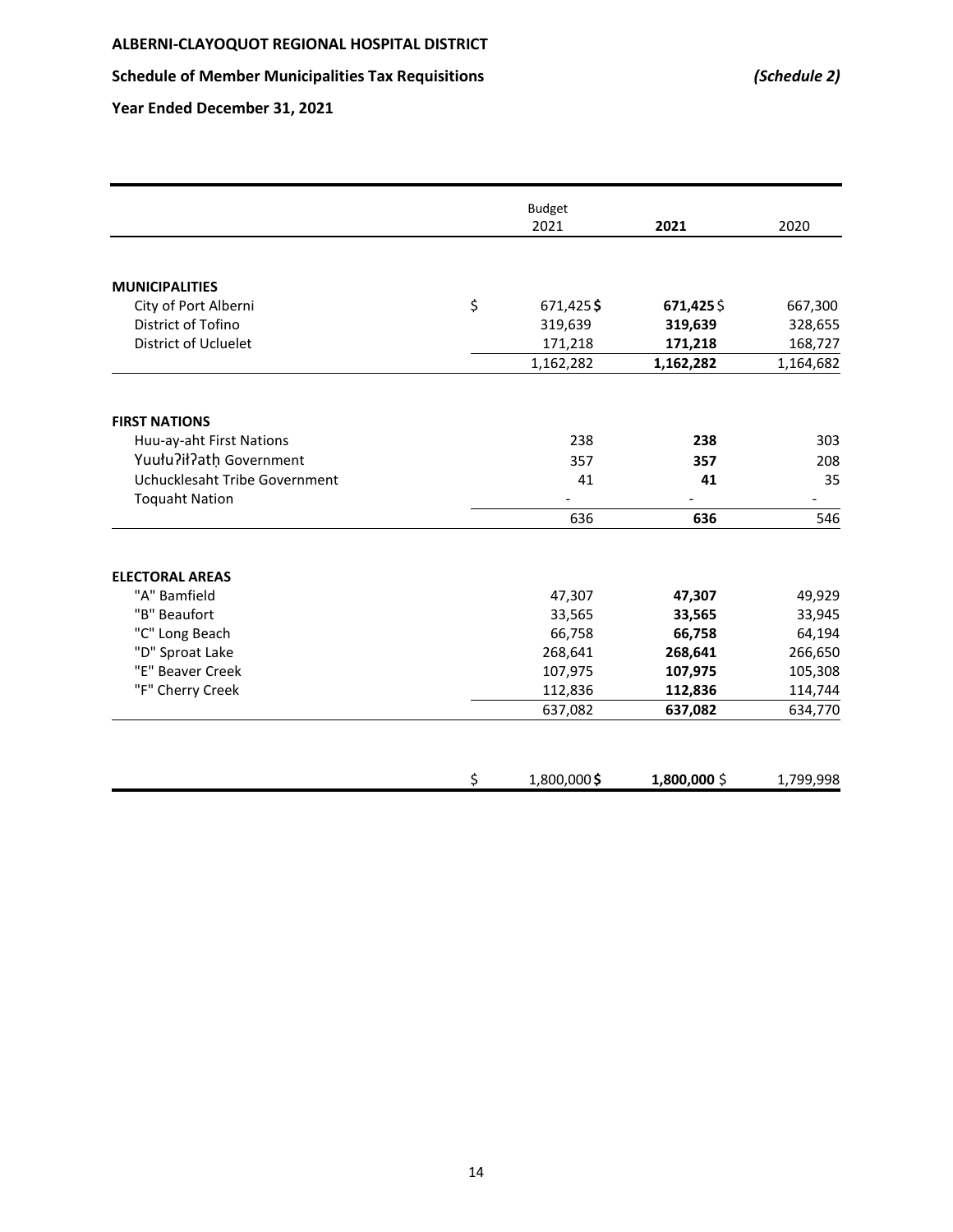**ALBERNI-CLAYOQUOT REGIONAL HOSPITAL DISTRICT**

**Schedule of Member Municipalities Tax Requisitions** *(Schedule 2)*

**Year Ended December 31, 2021**

| | Budget 2021 | **2021** | 2020 |
|---|---|---|---|
| **MUNICIPALITIES** | | | |
| City of Port Alberni | $ 671,425 | **$ 671,425** | $ 667,300 |
| District of Tofino | 319,639 | **319,639** | 328,655 |
| District of Ucluelet | 171,218 | **171,218** | 168,727 |
| | 1,162,282 | **1,162,282** | 1,164,682 |
| **FIRST NATIONS** | | | |
| Huu-ay-aht First Nations | 238 | **238** | 303 |
| Yuułuʔiłʔatḥ Government | 357 | **357** | 208 |
| Uchucklesaht Tribe Government | 41 | **41** | 35 |
| Toquaht Nation | - | - | - |
| | 636 | **636** | 546 |
| **ELECTORAL AREAS** | | | |
| "A" Bamfield | 47,307 | **47,307** | 49,929 |
| "B" Beaufort | 33,565 | **33,565** | 33,945 |
| "C" Long Beach | 66,758 | **66,758** | 64,194 |
| "D" Sproat Lake | 268,641 | **268,641** | 266,650 |
| "E" Beaver Creek | 107,975 | **107,975** | 105,308 |
| "F" Cherry Creek | 112,836 | **112,836** | 114,744 |
| | 637,082 | **637,082** | 634,770 |
| | $ 1,800,000 | **$ 1,800,000** | $ 1,799,998 |